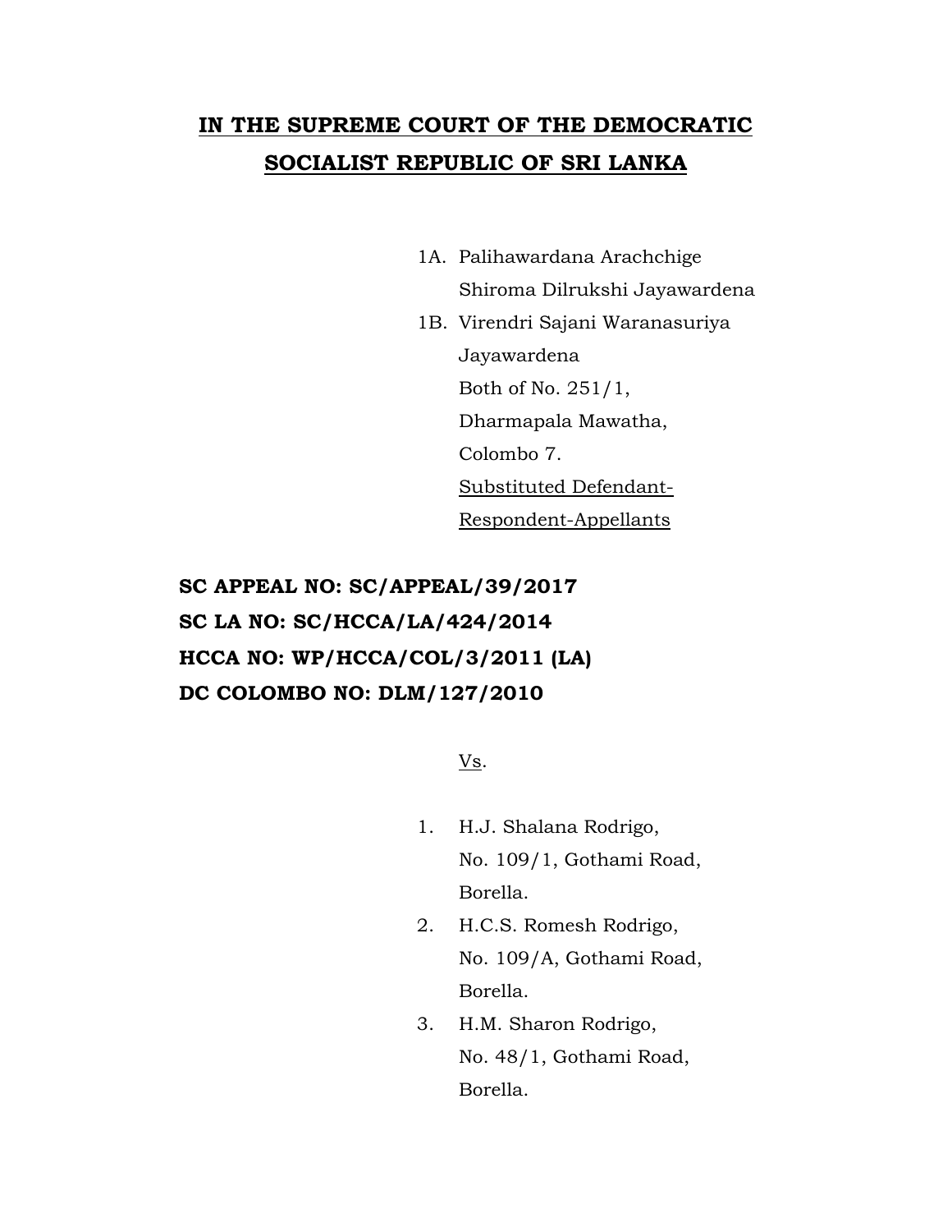# **IN THE SUPREME COURT OF THE DEMOCRATIC SOCIALIST REPUBLIC OF SRI LANKA**

1A. Palihawardana Arachchige Shiroma Dilrukshi Jayawardena

1B. Virendri Sajani Waranasuriya Jayawardena  
Both of No. 251/1,  
Dharmapala Mawatha,  
Colombo 7.  
Substituted Defendant-Respondent-Appellants

**SC APPEAL NO: SC/APPEAL/39/2017**  
**SC LA NO: SC/HCCA/LA/424/2014**  
**HCCA NO: WP/HCCA/COL/3/2011 (LA)**  
**DC COLOMBO NO: DLM/127/2010**

Vs.

1. H.J. Shalana Rodrigo,  
No. 109/1, Gothami Road,  
Borella.
2. H.C.S. Romesh Rodrigo,  
No. 109/A, Gothami Road,  
Borella.
3. H.M. Sharon Rodrigo,  
No. 48/1, Gothami Road,  
Borella.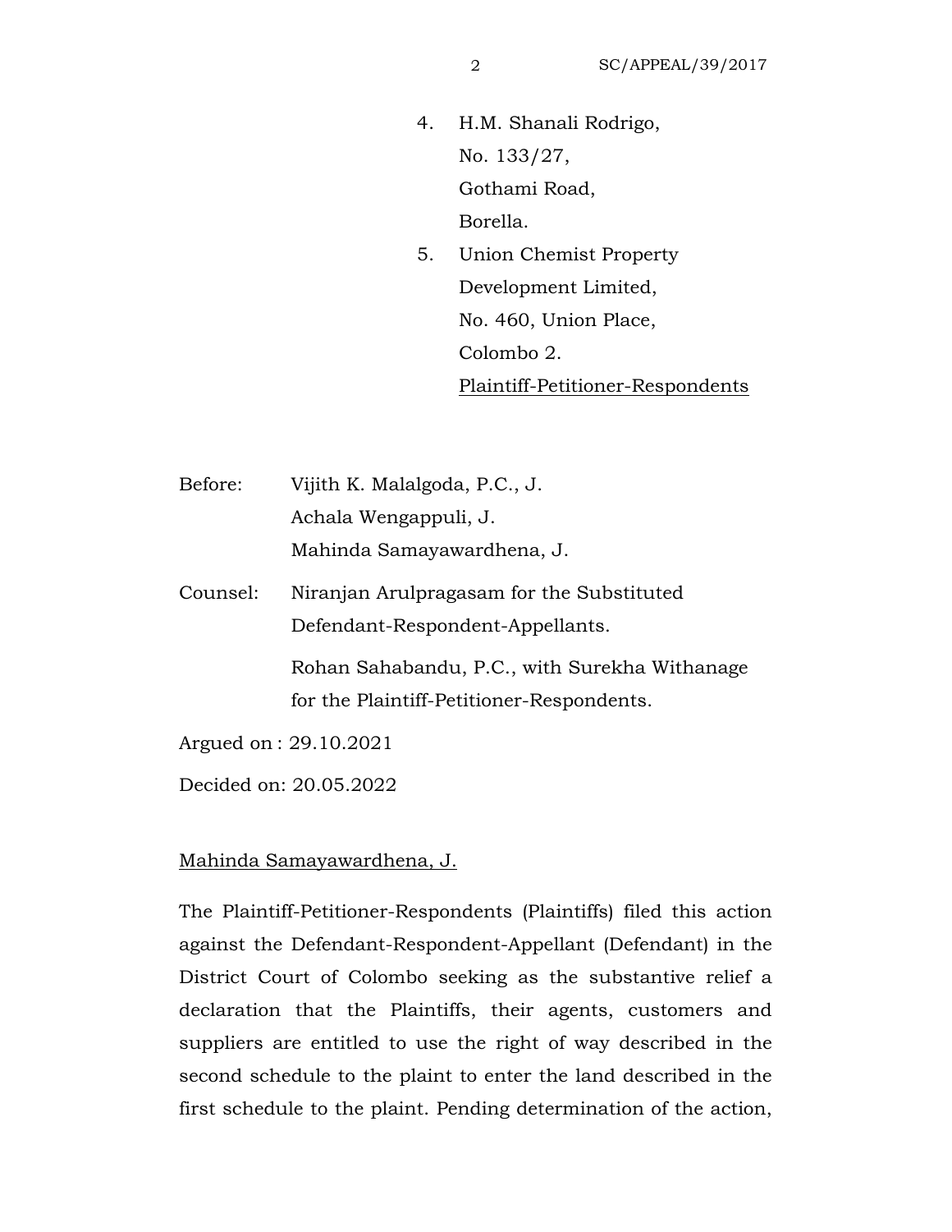4. H.M. Shanali Rodrigo,
   No. 133/27,
   Gothami Road,
   Borella.
5. Union Chemist Property
   Development Limited,
   No. 460, Union Place,
   Colombo 2.

   Plaintiff-Petitioner-Respondents

Before: Vijith K. Malalgoda, P.C., J.
Achala Wengappuli, J.
Mahinda Samayawardhena, J.

Counsel: Niranjan Arulpragasam for the Substituted Defendant-Respondent-Appellants.

Rohan Sahabandu, P.C., with Surekha Withanage for the Plaintiff-Petitioner-Respondents.

Argued on : 29.10.2021

Decided on: 20.05.2022

Mahinda Samayawardhena, J.

The Plaintiff-Petitioner-Respondents (Plaintiffs) filed this action against the Defendant-Respondent-Appellant (Defendant) in the District Court of Colombo seeking as the substantive relief a declaration that the Plaintiffs, their agents, customers and suppliers are entitled to use the right of way described in the second schedule to the plaint to enter the land described in the first schedule to the plaint. Pending determination of the action,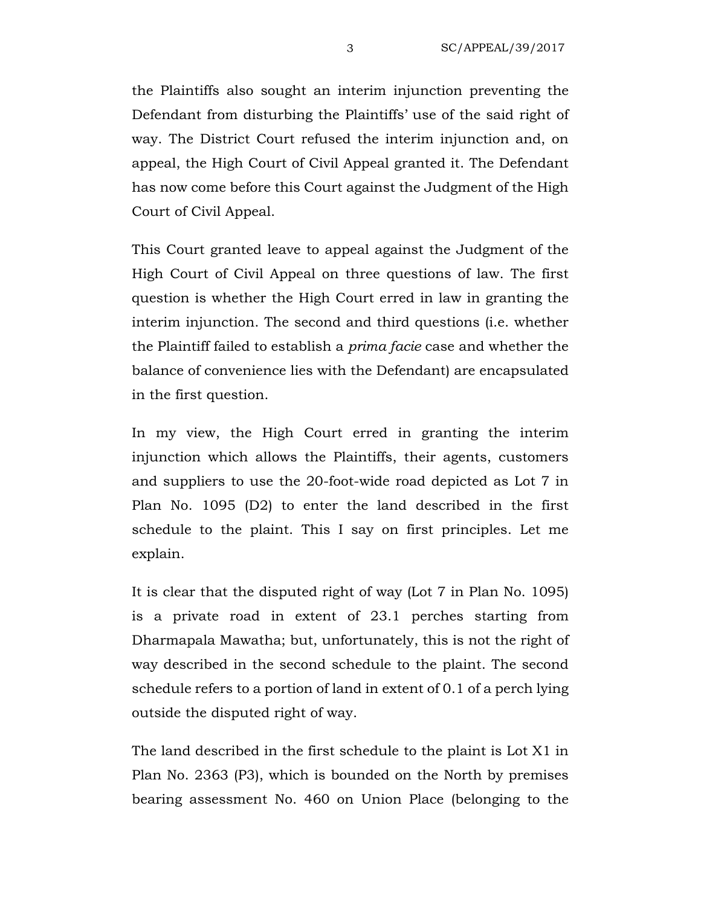the Plaintiffs also sought an interim injunction preventing the Defendant from disturbing the Plaintiffs' use of the said right of way. The District Court refused the interim injunction and, on appeal, the High Court of Civil Appeal granted it. The Defendant has now come before this Court against the Judgment of the High Court of Civil Appeal.

This Court granted leave to appeal against the Judgment of the High Court of Civil Appeal on three questions of law. The first question is whether the High Court erred in law in granting the interim injunction. The second and third questions (i.e. whether the Plaintiff failed to establish a *prima facie* case and whether the balance of convenience lies with the Defendant) are encapsulated in the first question.

In my view, the High Court erred in granting the interim injunction which allows the Plaintiffs, their agents, customers and suppliers to use the 20-foot-wide road depicted as Lot 7 in Plan No. 1095 (D2) to enter the land described in the first schedule to the plaint. This I say on first principles. Let me explain.

It is clear that the disputed right of way (Lot 7 in Plan No. 1095) is a private road in extent of 23.1 perches starting from Dharmapala Mawatha; but, unfortunately, this is not the right of way described in the second schedule to the plaint. The second schedule refers to a portion of land in extent of 0.1 of a perch lying outside the disputed right of way.

The land described in the first schedule to the plaint is Lot X1 in Plan No. 2363 (P3), which is bounded on the North by premises bearing assessment No. 460 on Union Place (belonging to the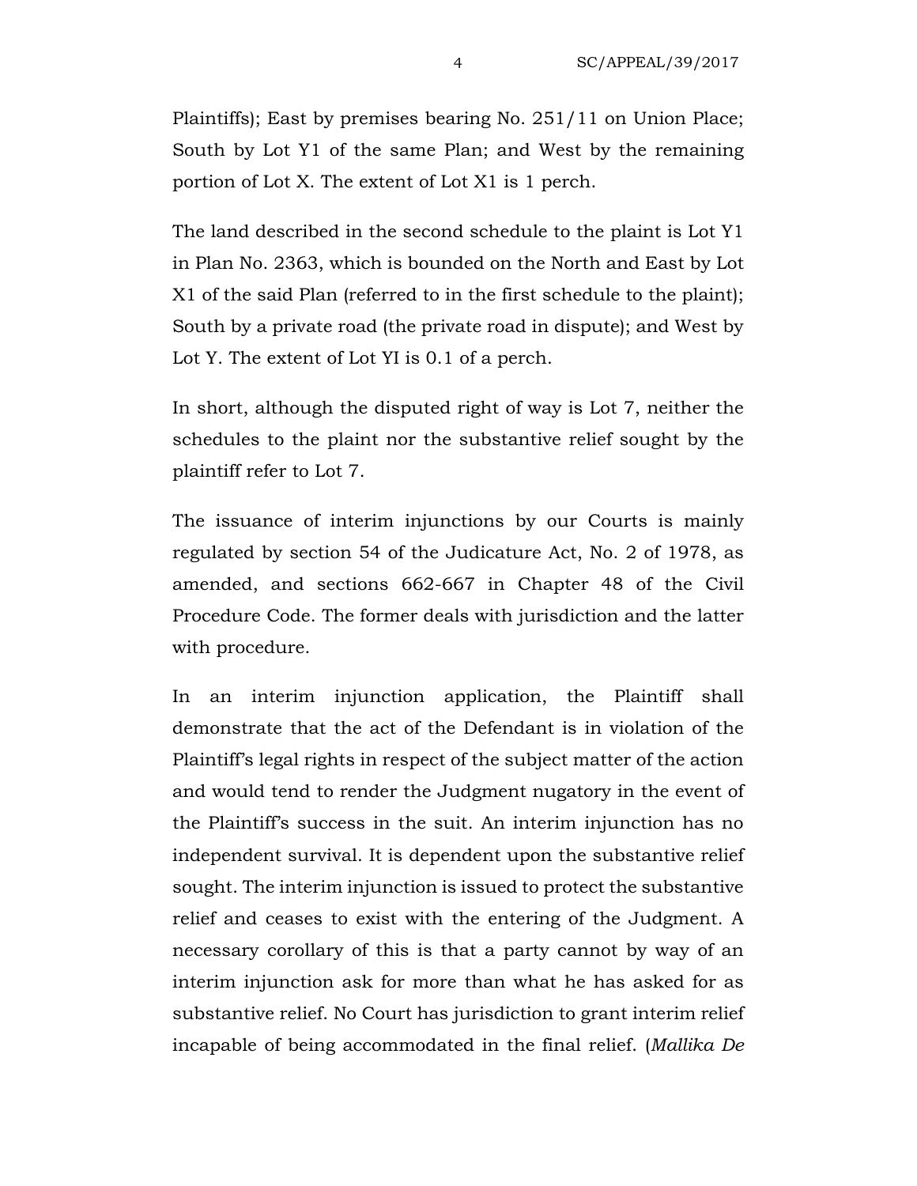Plaintiffs); East by premises bearing No. 251/11 on Union Place; South by Lot Y1 of the same Plan; and West by the remaining portion of Lot X. The extent of Lot X1 is 1 perch.

The land described in the second schedule to the plaint is Lot Y1 in Plan No. 2363, which is bounded on the North and East by Lot X1 of the said Plan (referred to in the first schedule to the plaint); South by a private road (the private road in dispute); and West by Lot Y. The extent of Lot YI is 0.1 of a perch.

In short, although the disputed right of way is Lot 7, neither the schedules to the plaint nor the substantive relief sought by the plaintiff refer to Lot 7.

The issuance of interim injunctions by our Courts is mainly regulated by section 54 of the Judicature Act, No. 2 of 1978, as amended, and sections 662-667 in Chapter 48 of the Civil Procedure Code. The former deals with jurisdiction and the latter with procedure.

In an interim injunction application, the Plaintiff shall demonstrate that the act of the Defendant is in violation of the Plaintiff's legal rights in respect of the subject matter of the action and would tend to render the Judgment nugatory in the event of the Plaintiff's success in the suit. An interim injunction has no independent survival. It is dependent upon the substantive relief sought. The interim injunction is issued to protect the substantive relief and ceases to exist with the entering of the Judgment. A necessary corollary of this is that a party cannot by way of an interim injunction ask for more than what he has asked for as substantive relief. No Court has jurisdiction to grant interim relief incapable of being accommodated in the final relief. (*Mallika De*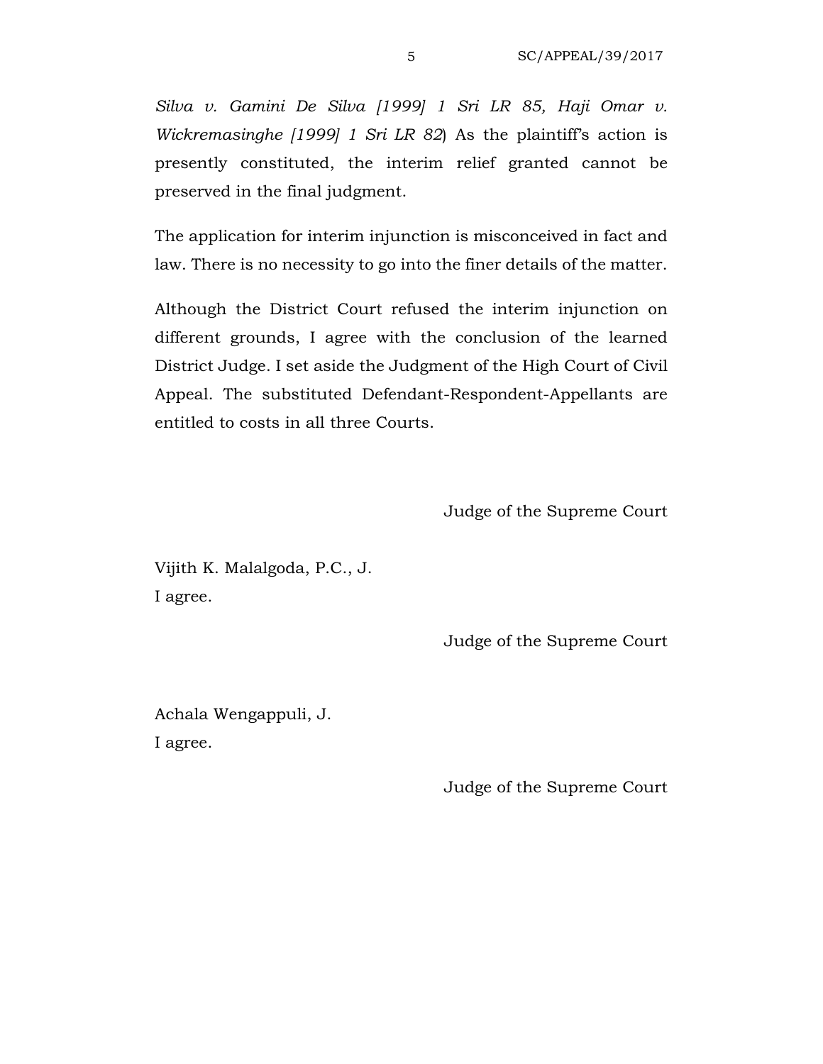*Silva v. Gamini De Silva [1999] 1 Sri LR 85, Haji Omar v. Wickremasinghe [1999] 1 Sri LR 82*) As the plaintiff's action is presently constituted, the interim relief granted cannot be preserved in the final judgment.

The application for interim injunction is misconceived in fact and law. There is no necessity to go into the finer details of the matter.

Although the District Court refused the interim injunction on different grounds, I agree with the conclusion of the learned District Judge. I set aside the Judgment of the High Court of Civil Appeal. The substituted Defendant-Respondent-Appellants are entitled to costs in all three Courts.

Judge of the Supreme Court

Vijith K. Malalgoda, P.C., J.
I agree.

Judge of the Supreme Court

Achala Wengappuli, J.
I agree.

Judge of the Supreme Court